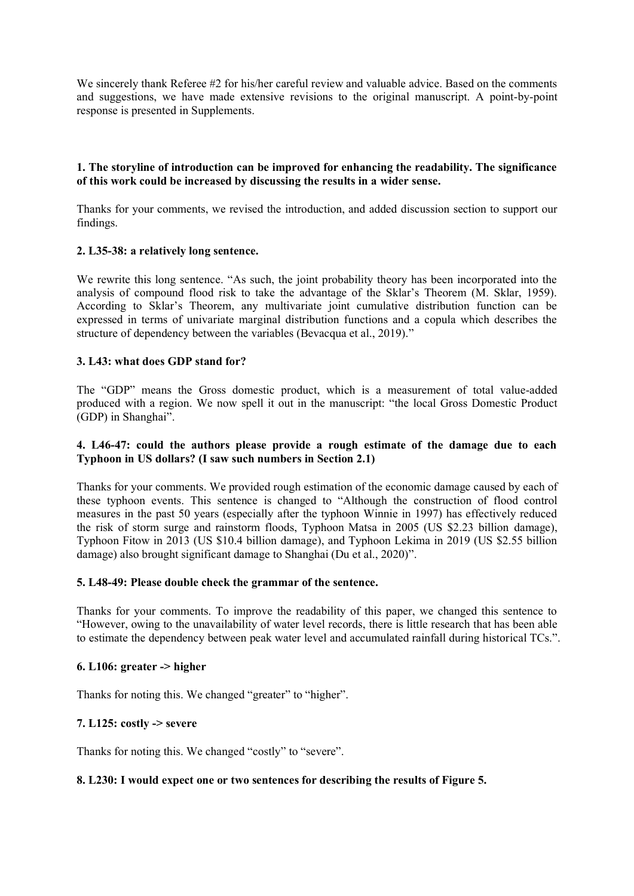We sincerely thank Referee #2 for his/her careful review and valuable advice. Based on the comments and suggestions, we have made extensive revisions to the original manuscript. A point-by-point response is presented in Supplements.

**1. The storyline of introduction can be improved for enhancing the readability. The significance of this work could be increased by discussing the results in a wider sense.**

Thanks for your comments, we revised the introduction, and added discussion section to support our findings.

**2. L35-38: a relatively long sentence.**

We rewrite this long sentence. "As such, the joint probability theory has been incorporated into the analysis of compound flood risk to take the advantage of the Sklar's Theorem (M. Sklar, 1959). According to Sklar's Theorem, any multivariate joint cumulative distribution function can be expressed in terms of univariate marginal distribution functions and a copula which describes the structure of dependency between the variables (Bevacqua et al., 2019)."

**3. L43: what does GDP stand for?**

The "GDP" means the Gross domestic product, which is a measurement of total value-added produced with a region. We now spell it out in the manuscript: "the local Gross Domestic Product (GDP) in Shanghai".

**4. L46-47: could the authors please provide a rough estimate of the damage due to each Typhoon in US dollars? (I saw such numbers in Section 2.1)**

Thanks for your comments. We provided rough estimation of the economic damage caused by each of these typhoon events. This sentence is changed to "Although the construction of flood control measures in the past 50 years (especially after the typhoon Winnie in 1997) has effectively reduced the risk of storm surge and rainstorm floods, Typhoon Matsa in 2005 (US \$2.23 billion damage), Typhoon Fitow in 2013 (US \$10.4 billion damage), and Typhoon Lekima in 2019 (US \$2.55 billion damage) also brought significant damage to Shanghai (Du et al., 2020)".

**5. L48-49: Please double check the grammar of the sentence.**

Thanks for your comments. To improve the readability of this paper, we changed this sentence to "However, owing to the unavailability of water level records, there is little research that has been able to estimate the dependency between peak water level and accumulated rainfall during historical TCs.".

**6. L106: greater -> higher**

Thanks for noting this. We changed "greater" to "higher".

**7. L125: costly -> severe**

Thanks for noting this. We changed "costly" to "severe".

**8. L230: I would expect one or two sentences for describing the results of Figure 5.**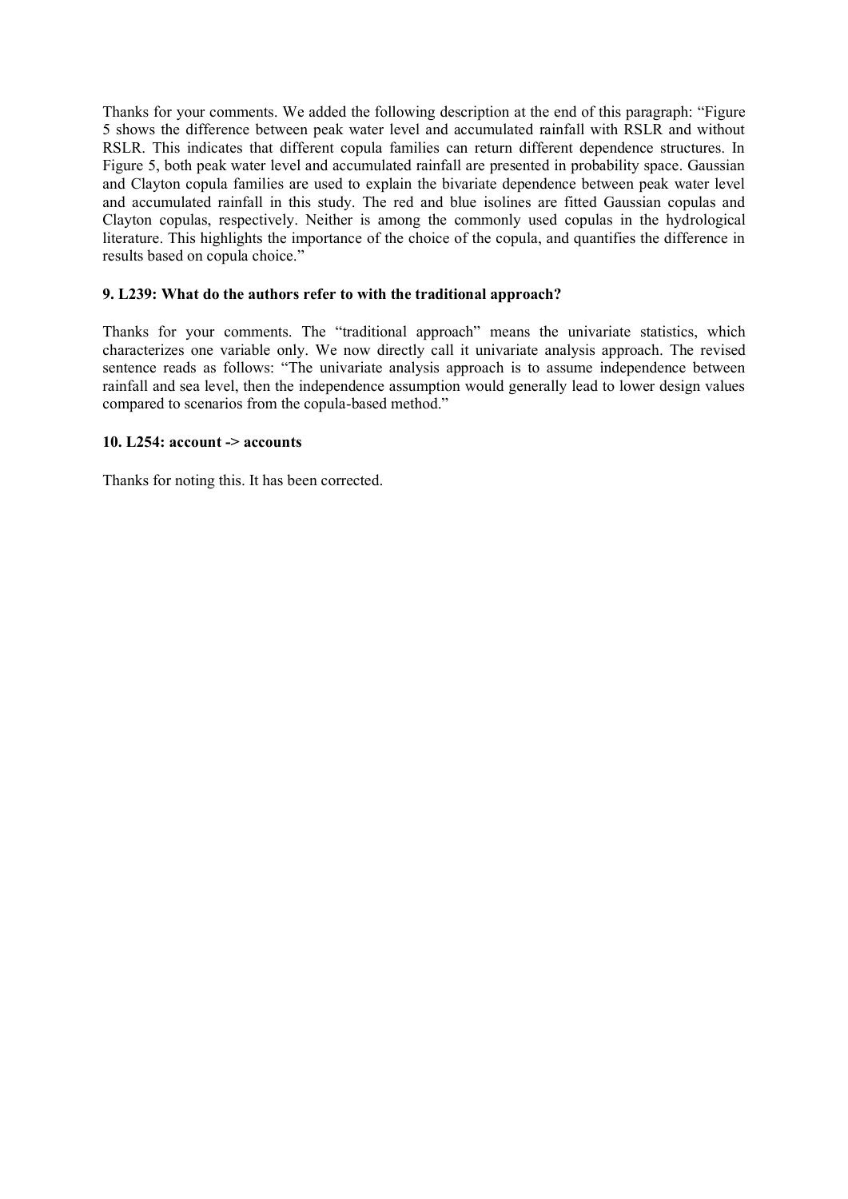Thanks for your comments. We added the following description at the end of this paragraph: "Figure 5 shows the difference between peak water level and accumulated rainfall with RSLR and without RSLR. This indicates that different copula families can return different dependence structures. In Figure 5, both peak water level and accumulated rainfall are presented in probability space. Gaussian and Clayton copula families are used to explain the bivariate dependence between peak water level and accumulated rainfall in this study. The red and blue isolines are fitted Gaussian copulas and Clayton copulas, respectively. Neither is among the commonly used copulas in the hydrological literature. This highlights the importance of the choice of the copula, and quantifies the difference in results based on copula choice."

**9. L239: What do the authors refer to with the traditional approach?**

Thanks for your comments. The "traditional approach" means the univariate statistics, which characterizes one variable only. We now directly call it univariate analysis approach. The revised sentence reads as follows: "The univariate analysis approach is to assume independence between rainfall and sea level, then the independence assumption would generally lead to lower design values compared to scenarios from the copula-based method."

**10. L254: account -> accounts**

Thanks for noting this. It has been corrected.